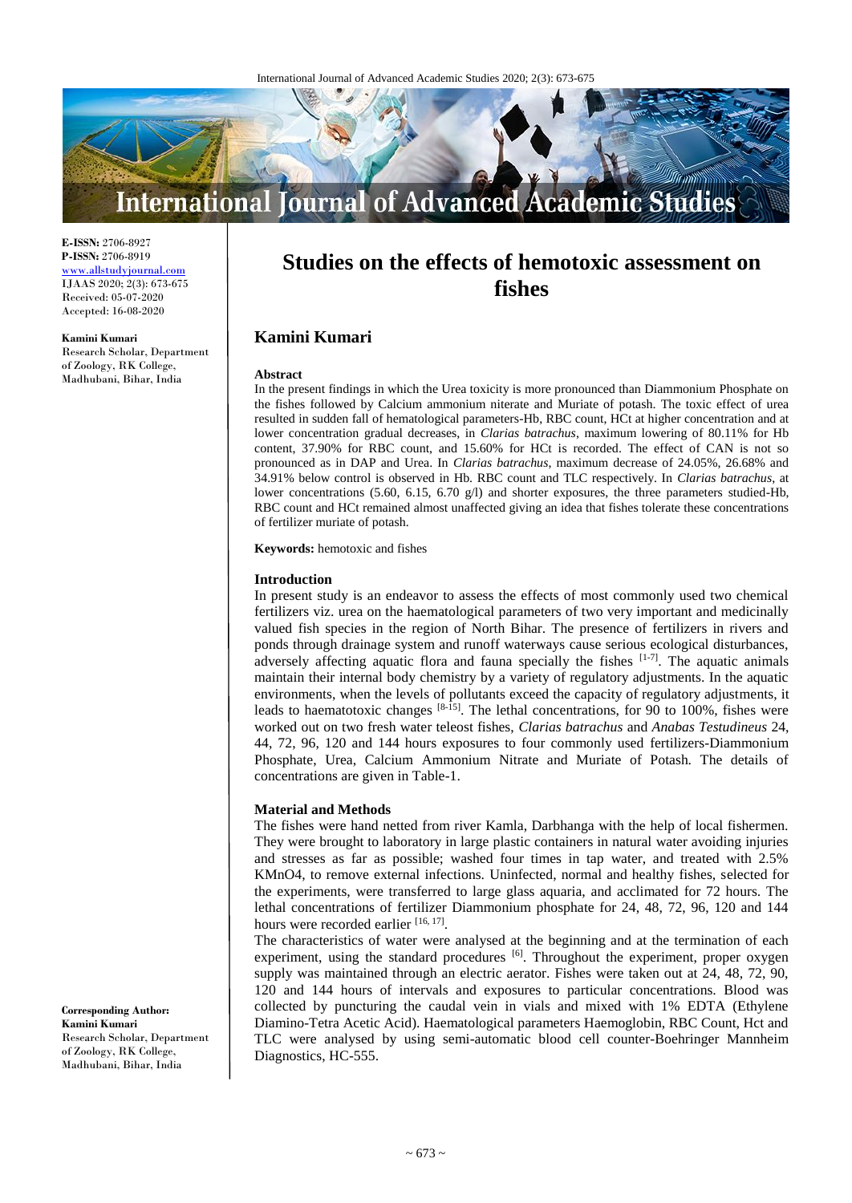**E-ISSN:** 2706-8927
**P-ISSN:** 2706-8919
www.allstudyjournal.com
IJAAS 2020; 2(3): 673-675
Received: 05-07-2020
Accepted: 16-08-2020

**Kamini Kumari**
Research Scholar, Department of Zoology, RK College, Madhubani, Bihar, India

**Corresponding Author:**
**Kamini Kumari**
Research Scholar, Department of Zoology, RK College, Madhubani, Bihar, India

# Studies on the effects of hemotoxic assessment on fishes

## Kamini Kumari

### Abstract

In the present findings in which the Urea toxicity is more pronounced than Diammonium Phosphate on the fishes followed by Calcium ammonium niterate and Muriate of potash. The toxic effect of urea resulted in sudden fall of hematological parameters-Hb, RBC count, HCt at higher concentration and at lower concentration gradual decreases, in *Clarias batrachus*, maximum lowering of 80.11% for Hb content, 37.90% for RBC count, and 15.60% for HCt is recorded. The effect of CAN is not so pronounced as in DAP and Urea. In *Clarias batrachus*, maximum decrease of 24.05%, 26.68% and 34.91% below control is observed in Hb. RBC count and TLC respectively. In *Clarias batrachus*, at lower concentrations (5.60, 6.15, 6.70 g/l) and shorter exposures, the three parameters studied-Hb, RBC count and HCt remained almost unaffected giving an idea that fishes tolerate these concentrations of fertilizer muriate of potash.

**Keywords:** hemotoxic and fishes

### Introduction

In present study is an endeavor to assess the effects of most commonly used two chemical fertilizers viz. urea on the haematological parameters of two very important and medicinally valued fish species in the region of North Bihar. The presence of fertilizers in rivers and ponds through drainage system and runoff waterways cause serious ecological disturbances, adversely affecting aquatic flora and fauna specially the fishes [1-7]. The aquatic animals maintain their internal body chemistry by a variety of regulatory adjustments. In the aquatic environments, when the levels of pollutants exceed the capacity of regulatory adjustments, it leads to haematotoxic changes [8-15]. The lethal concentrations, for 90 to 100%, fishes were worked out on two fresh water teleost fishes, *Clarias batrachus* and *Anabas Testudineus* 24, 44, 72, 96, 120 and 144 hours exposures to four commonly used fertilizers-Diammonium Phosphate, Urea, Calcium Ammonium Nitrate and Muriate of Potash. The details of concentrations are given in Table-1.

### Material and Methods

The fishes were hand netted from river Kamla, Darbhanga with the help of local fishermen. They were brought to laboratory in large plastic containers in natural water avoiding injuries and stresses as far as possible; washed four times in tap water, and treated with 2.5% $KMnO_4$, to remove external infections. Uninfected, normal and healthy fishes, selected for the experiments, were transferred to large glass aquaria, and acclimated for 72 hours. The lethal concentrations of fertilizer Diammonium phosphate for 24, 48, 72, 96, 120 and 144 hours were recorded earlier [16, 17].

The characteristics of water were analysed at the beginning and at the termination of each experiment, using the standard procedures [6]. Throughout the experiment, proper oxygen supply was maintained through an electric aerator. Fishes were taken out at 24, 48, 72, 90, 120 and 144 hours of intervals and exposures to particular concentrations. Blood was collected by puncturing the caudal vein in vials and mixed with 1% EDTA (Ethylene Diamino-Tetra Acetic Acid). Haematological parameters Haemoglobin, RBC Count, Hct and TLC were analysed by using semi-automatic blood cell counter-Boehringer Mannheim Diagnostics, HC-555.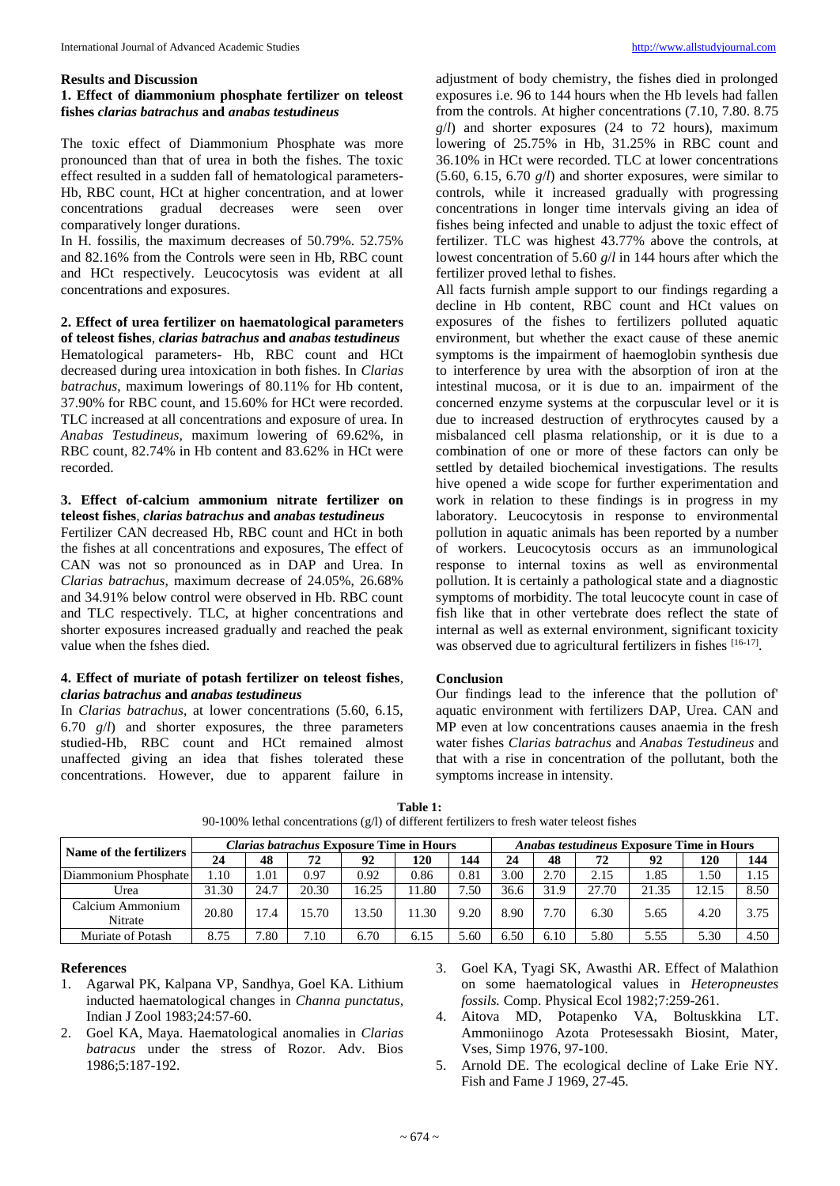## Results and Discussion

### 1. Effect of diammonium phosphate fertilizer on teleost fishes *clarias batrachus* and *anabas testudineus*

The toxic effect of Diammonium Phosphate was more pronounced than that of urea in both the fishes. The toxic effect resulted in a sudden fall of hematological parameters- Hb, RBC count, HCt at higher concentration, and at lower concentrations gradual decreases were seen over comparatively longer durations.

In H. fossilis, the maximum decreases of 50.79%. 52.75% and 82.16% from the Controls were seen in Hb, RBC count and HCt respectively. Leucocytosis was evident at all concentrations and exposures.

### 2. Effect of urea fertilizer on haematological parameters of teleost fishes, *clarias batrachus* and *anabas testudineus*

Hematological parameters- Hb, RBC count and HCt decreased during urea intoxication in both fishes. In *Clarias batrachus*, maximum lowerings of 80.11% for Hb content, 37.90% for RBC count, and 15.60% for HCt were recorded. TLC increased at all concentrations and exposure of urea. In *Anabas Testudineus*, maximum lowering of 69.62%, in RBC count, 82.74% in Hb content and 83.62% in HCt were recorded.

### 3. Effect of-calcium ammonium nitrate fertilizer on teleost fishes, *clarias batrachus* and *anabas testudineus*

Fertilizer CAN decreased Hb, RBC count and HCt in both the fishes at all concentrations and exposures, The effect of CAN was not so pronounced as in DAP and Urea. In *Clarias batrachus*, maximum decrease of 24.05%, 26.68% and 34.91% below control were observed in Hb. RBC count and TLC respectively. TLC, at higher concentrations and shorter exposures increased gradually and reached the peak value when the fshes died.

### 4. Effect of muriate of potash fertilizer on teleost fishes, *clarias batrachus* and *anabas testudineus*

In *Clarias batrachus*, at lower concentrations (5.60, 6.15, 6.70 *g*/*l*) and shorter exposures, the three parameters studied-Hb, RBC count and HCt remained almost unaffected giving an idea that fishes tolerated these concentrations. However, due to apparent failure in adjustment of body chemistry, the fishes died in prolonged exposures i.e. 96 to 144 hours when the Hb levels had fallen from the controls. At higher concentrations (7.10, 7.80. 8.75 *g*/*l*) and shorter exposures (24 to 72 hours), maximum lowering of 25.75% in Hb, 31.25% in RBC count and 36.10% in HCt were recorded. TLC at lower concentrations (5.60, 6.15, 6.70 *g*/*l*) and shorter exposures, were similar to controls, while it increased gradually with progressing concentrations in longer time intervals giving an idea of fishes being infected and unable to adjust the toxic effect of fertilizer. TLC was highest 43.77% above the controls, at lowest concentration of 5.60 *g*/*l* in 144 hours after which the fertilizer proved lethal to fishes.

All facts furnish ample support to our findings regarding a decline in Hb content, RBC count and HCt values on exposures of the fishes to fertilizers polluted aquatic environment, but whether the exact cause of these anemic symptoms is the impairment of haemoglobin synthesis due to interference by urea with the absorption of iron at the intestinal mucosa, or it is due to an. impairment of the concerned enzyme systems at the corpuscular level or it is due to increased destruction of erythrocytes caused by a misbalanced cell plasma relationship, or it is due to a combination of one or more of these factors can only be settled by detailed biochemical investigations. The results hive opened a wide scope for further experimentation and work in relation to these findings is in progress in my laboratory. Leucocytosis in response to environmental pollution in aquatic animals has been reported by a number of workers. Leucocytosis occurs as an immunological response to internal toxins as well as environmental pollution. It is certainly a pathological state and a diagnostic symptoms of morbidity. The total leucocyte count in case of fish like that in other vertebrate does reflect the state of internal as well as external environment, significant toxicity was observed due to agricultural fertilizers in fishes [16-17].

## Conclusion

Our findings lead to the inference that the pollution of' aquatic environment with fertilizers DAP, Urea. CAN and MP even at low concentrations causes anaemia in the fresh water fishes *Clarias batrachus* and *Anabas Testudineus* and that with a rise in concentration of the pollutant, both the symptoms increase in intensity.

**Table 1:** 90-100% lethal concentrations (g/l) of different fertilizers to fresh water teleost fishes

| Name of the fertilizers | *Clarias batrachus* Exposure Time in Hours | | | | | | *Anabas testudineus* Exposure Time in Hours | | | | | |
|---|---|---|---|---|---|---|---|---|---|---|---|---|
| | 24 | 48 | 72 | 92 | 120 | 144 | 24 | 48 | 72 | 92 | 120 | 144 |
| Diammonium Phosphate | 1.10 | 1.01 | 0.97 | 0.92 | 0.86 | 0.81 | 3.00 | 2.70 | 2.15 | 1.85 | 1.50 | 1.15 |
| Urea | 31.30 | 24.7 | 20.30 | 16.25 | 11.80 | 7.50 | 36.6 | 31.9 | 27.70 | 21.35 | 12.15 | 8.50 |
| Calcium Ammonium Nitrate | 20.80 | 17.4 | 15.70 | 13.50 | 11.30 | 9.20 | 8.90 | 7.70 | 6.30 | 5.65 | 4.20 | 3.75 |
| Muriate of Potash | 8.75 | 7.80 | 7.10 | 6.70 | 6.15 | 5.60 | 6.50 | 6.10 | 5.80 | 5.55 | 5.30 | 4.50 |

## References

1. Agarwal PK, Kalpana VP, Sandhya, Goel KA. Lithium inducted haematological changes in *Channa punctatus*, Indian J Zool 1983;24:57-60.
2. Goel KA, Maya. Haematological anomalies in *Clarias batracus* under the stress of Rozor. Adv. Bios 1986;5:187-192.
3. Goel KA, Tyagi SK, Awasthi AR. Effect of Malathion on some haematological values in *Heteropneustes fossils.* Comp. Physical Ecol 1982;7:259-261.
4. Aitova MD, Potapenko VA, Boltuskkina LT. Ammoniinogo Azota Protesessakh Biosint, Mater, Vses, Simp 1976, 97-100.
5. Arnold DE. The ecological decline of Lake Erie NY. Fish and Fame J 1969, 27-45.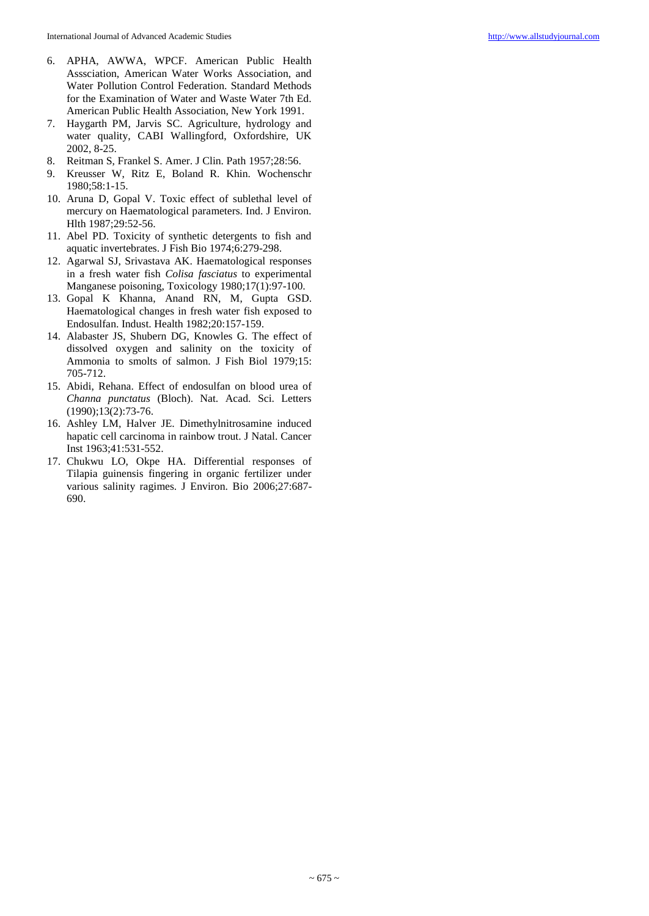6. APHA, AWWA, WPCF. American Public Health Asssciation, American Water Works Association, and Water Pollution Control Federation. Standard Methods for the Examination of Water and Waste Water 7th Ed. American Public Health Association, New York 1991.
7. Haygarth PM, Jarvis SC. Agriculture, hydrology and water quality, CABI Wallingford, Oxfordshire, UK 2002, 8-25.
8. Reitman S, Frankel S. Amer. J Clin. Path 1957;28:56.
9. Kreusser W, Ritz E, Boland R. Khin. Wochenschr 1980;58:1-15.
10. Aruna D, Gopal V. Toxic effect of sublethal level of mercury on Haematological parameters. Ind. J Environ. Hlth 1987;29:52-56.
11. Abel PD. Toxicity of synthetic detergents to fish and aquatic invertebrates. J Fish Bio 1974;6:279-298.
12. Agarwal SJ, Srivastava AK. Haematological responses in a fresh water fish *Colisa fasciatus* to experimental Manganese poisoning, Toxicology 1980;17(1):97-100.
13. Gopal K Khanna, Anand RN, M, Gupta GSD. Haematological changes in fresh water fish exposed to Endosulfan. Indust. Health 1982;20:157-159.
14. Alabaster JS, Shubern DG, Knowles G. The effect of dissolved oxygen and salinity on the toxicity of Ammonia to smolts of salmon. J Fish Biol 1979;15: 705-712.
15. Abidi, Rehana. Effect of endosulfan on blood urea of *Channa punctatus* (Bloch). Nat. Acad. Sci. Letters (1990);13(2):73-76.
16. Ashley LM, Halver JE. Dimethylnitrosamine induced hapatic cell carcinoma in rainbow trout. J Natal. Cancer Inst 1963;41:531-552.
17. Chukwu LO, Okpe HA. Differential responses of Tilapia guinensis fingering in organic fertilizer under various salinity ragimes. J Environ. Bio 2006;27:687-690.